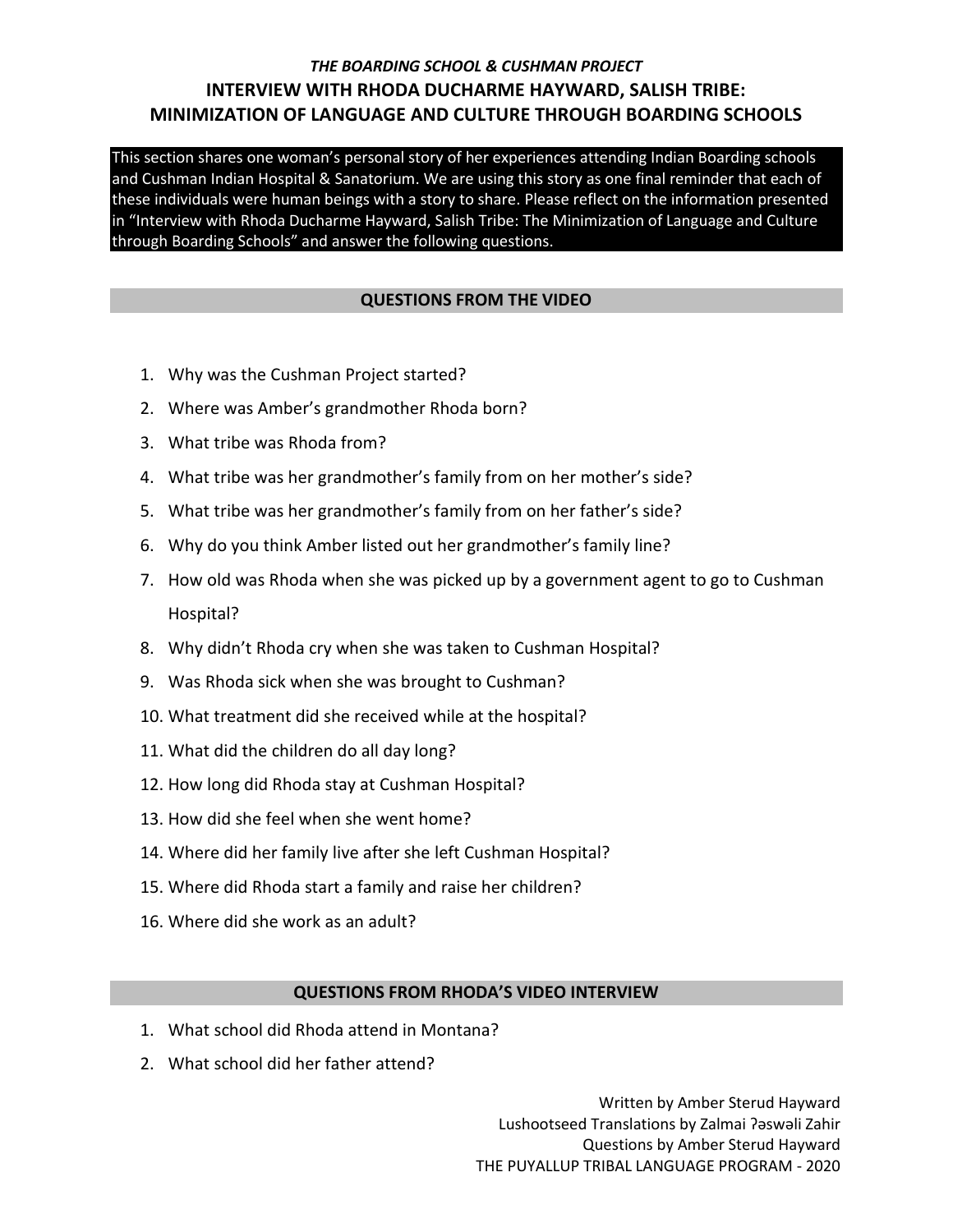*THE BOARDING SCHOOL & CUSHMAN PROJECT*

# INTERVIEW WITH RHODA DUCHARME HAYWARD, SALISH TRIBE: MINIMIZATION OF LANGUAGE AND CULTURE THROUGH BOARDING SCHOOLS

This section shares one woman's personal story of her experiences attending Indian Boarding schools and Cushman Indian Hospital & Sanatorium. We are using this story as one final reminder that each of these individuals were human beings with a story to share. Please reflect on the information presented in "Interview with Rhoda Ducharme Hayward, Salish Tribe: The Minimization of Language and Culture through Boarding Schools" and answer the following questions.

## QUESTIONS FROM THE VIDEO

1. Why was the Cushman Project started?
2. Where was Amber's grandmother Rhoda born?
3. What tribe was Rhoda from?
4. What tribe was her grandmother's family from on her mother's side?
5. What tribe was her grandmother's family from on her father's side?
6. Why do you think Amber listed out her grandmother's family line?
7. How old was Rhoda when she was picked up by a government agent to go to Cushman Hospital?
8. Why didn't Rhoda cry when she was taken to Cushman Hospital?
9. Was Rhoda sick when she was brought to Cushman?
10. What treatment did she received while at the hospital?
11. What did the children do all day long?
12. How long did Rhoda stay at Cushman Hospital?
13. How did she feel when she went home?
14. Where did her family live after she left Cushman Hospital?
15. Where did Rhoda start a family and raise her children?
16. Where did she work as an adult?

## QUESTIONS FROM RHODA'S VIDEO INTERVIEW

1. What school did Rhoda attend in Montana?
2. What school did her father attend?

Written by Amber Sterud Hayward
Lushootseed Translations by Zalmai ʔəswəli Zahir
Questions by Amber Sterud Hayward
THE PUYALLUP TRIBAL LANGUAGE PROGRAM - 2020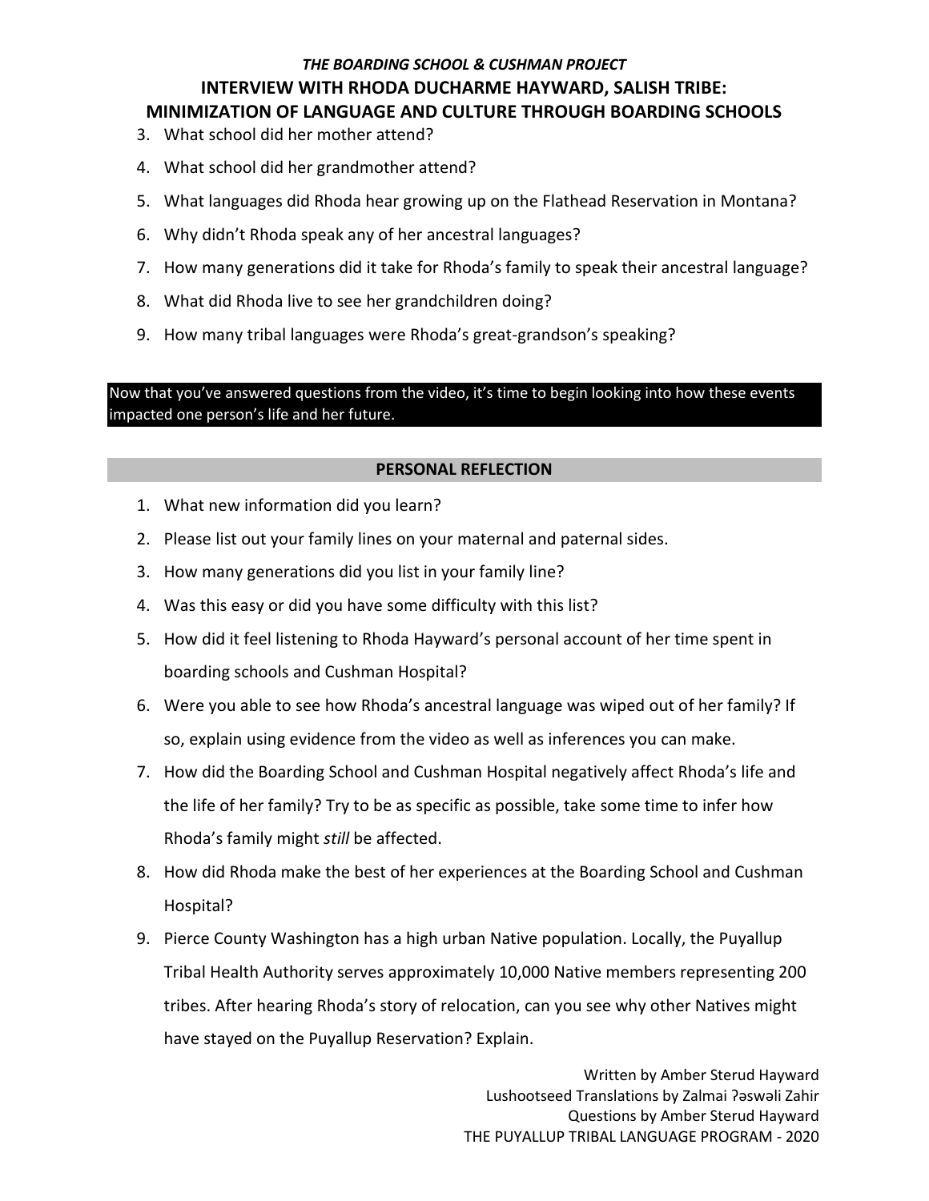*THE BOARDING SCHOOL & CUSHMAN PROJECT*

**INTERVIEW WITH RHODA DUCHARME HAYWARD, SALISH TRIBE: MINIMIZATION OF LANGUAGE AND CULTURE THROUGH BOARDING SCHOOLS**

3. What school did her mother attend?
4. What school did her grandmother attend?
5. What languages did Rhoda hear growing up on the Flathead Reservation in Montana?
6. Why didn't Rhoda speak any of her ancestral languages?
7. How many generations did it take for Rhoda's family to speak their ancestral language?
8. What did Rhoda live to see her grandchildren doing?
9. How many tribal languages were Rhoda's great-grandson's speaking?

Now that you've answered questions from the video, it's time to begin looking into how these events impacted one person's life and her future.

## PERSONAL REFLECTION

1. What new information did you learn?
2. Please list out your family lines on your maternal and paternal sides.
3. How many generations did you list in your family line?
4. Was this easy or did you have some difficulty with this list?
5. How did it feel listening to Rhoda Hayward's personal account of her time spent in boarding schools and Cushman Hospital?
6. Were you able to see how Rhoda's ancestral language was wiped out of her family? If so, explain using evidence from the video as well as inferences you can make.
7. How did the Boarding School and Cushman Hospital negatively affect Rhoda's life and the life of her family? Try to be as specific as possible, take some time to infer how Rhoda's family might *still* be affected.
8. How did Rhoda make the best of her experiences at the Boarding School and Cushman Hospital?
9. Pierce County Washington has a high urban Native population. Locally, the Puyallup Tribal Health Authority serves approximately 10,000 Native members representing 200 tribes. After hearing Rhoda's story of relocation, can you see why other Natives might have stayed on the Puyallup Reservation? Explain.

Written by Amber Sterud Hayward
Lushootseed Translations by Zalmai ʔəswəli Zahir
Questions by Amber Sterud Hayward
THE PUYALLUP TRIBAL LANGUAGE PROGRAM - 2020